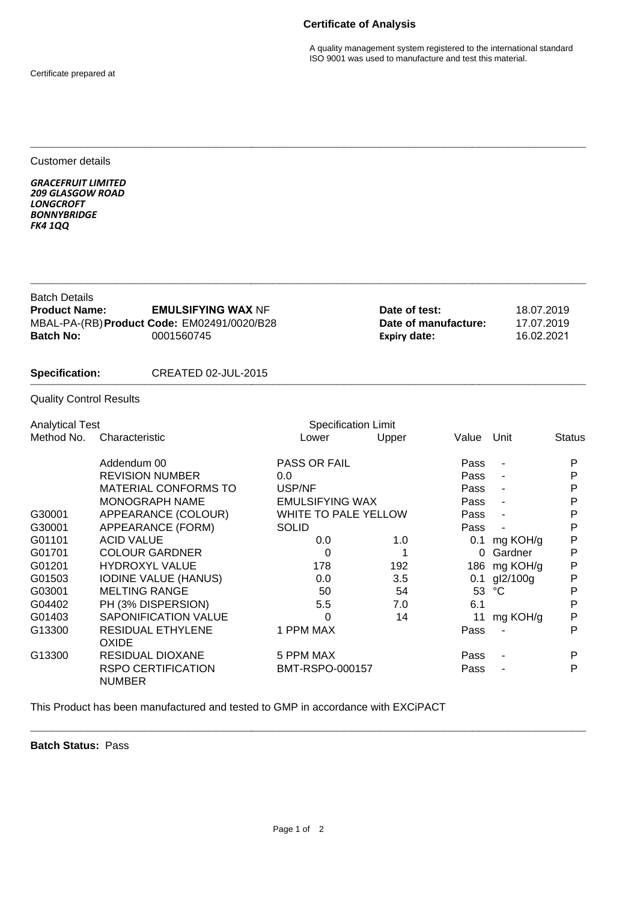# Certificate of Analysis

A quality management system registered to the international standard ISO 9001 was used to manufacture and test this material.

Certificate prepared at

---

Customer details

***GRACEFRUIT LIMITED***
***209 GLASGOW ROAD***
***LONGCROFT***
***BONNYBRIDGE***
***FK4 1QQ***

---

Batch Details

**Product Name:** **EMULSIFYING WAX** NF
MBAL-PA-(RB) **Product Code:** EM02491/0020/B28
**Batch No:** 0001560745

**Date of test:** 18.07.2019
**Date of manufacture:** 17.07.2019
**Expiry date:** 16.02.2021

**Specification:** CREATED 02-JUL-2015

---

Quality Control Results

| Analytical Test Method No. | Characteristic | Specification Limit Lower | Upper | Value | Unit | Status |
|---|---|---|---|---|---|---|
| | Addendum 00 | PASS OR FAIL | | Pass | - | P |
| | REVISION NUMBER | 0.0 | | Pass | - | P |
| | MATERIAL CONFORMS TO | USP/NF | | Pass | - | P |
| | MONOGRAPH NAME | EMULSIFYING WAX | | Pass | - | P |
| G30001 | APPEARANCE (COLOUR) | WHITE TO PALE YELLOW | | Pass | - | P |
| G30001 | APPEARANCE (FORM) | SOLID | | Pass | - | P |
| G01101 | ACID VALUE | 0.0 | 1.0 | 0.1 | mg KOH/g | P |
| G01701 | COLOUR GARDNER | 0 | 1 | 0 | Gardner | P |
| G01201 | HYDROXYL VALUE | 178 | 192 | 186 | mg KOH/g | P |
| G01503 | IODINE VALUE (HANUS) | 0.0 | 3.5 | 0.1 | gI2/100g | P |
| G03001 | MELTING RANGE | 50 | 54 | 53 | °C | P |
| G04402 | PH (3% DISPERSION) | 5.5 | 7.0 | 6.1 | | P |
| G01403 | SAPONIFICATION VALUE | 0 | 14 | 11 | mg KOH/g | P |
| G13300 | RESIDUAL ETHYLENE OXIDE | 1 PPM MAX | | Pass | - | P |
| G13300 | RESIDUAL DIOXANE | 5 PPM MAX | | Pass | - | P |
| | RSPO CERTIFICATION NUMBER | BMT-RSPO-000157 | | Pass | - | P |

This Product has been manufactured and tested to GMP in accordance with EXCiPACT

---

**Batch Status:** Pass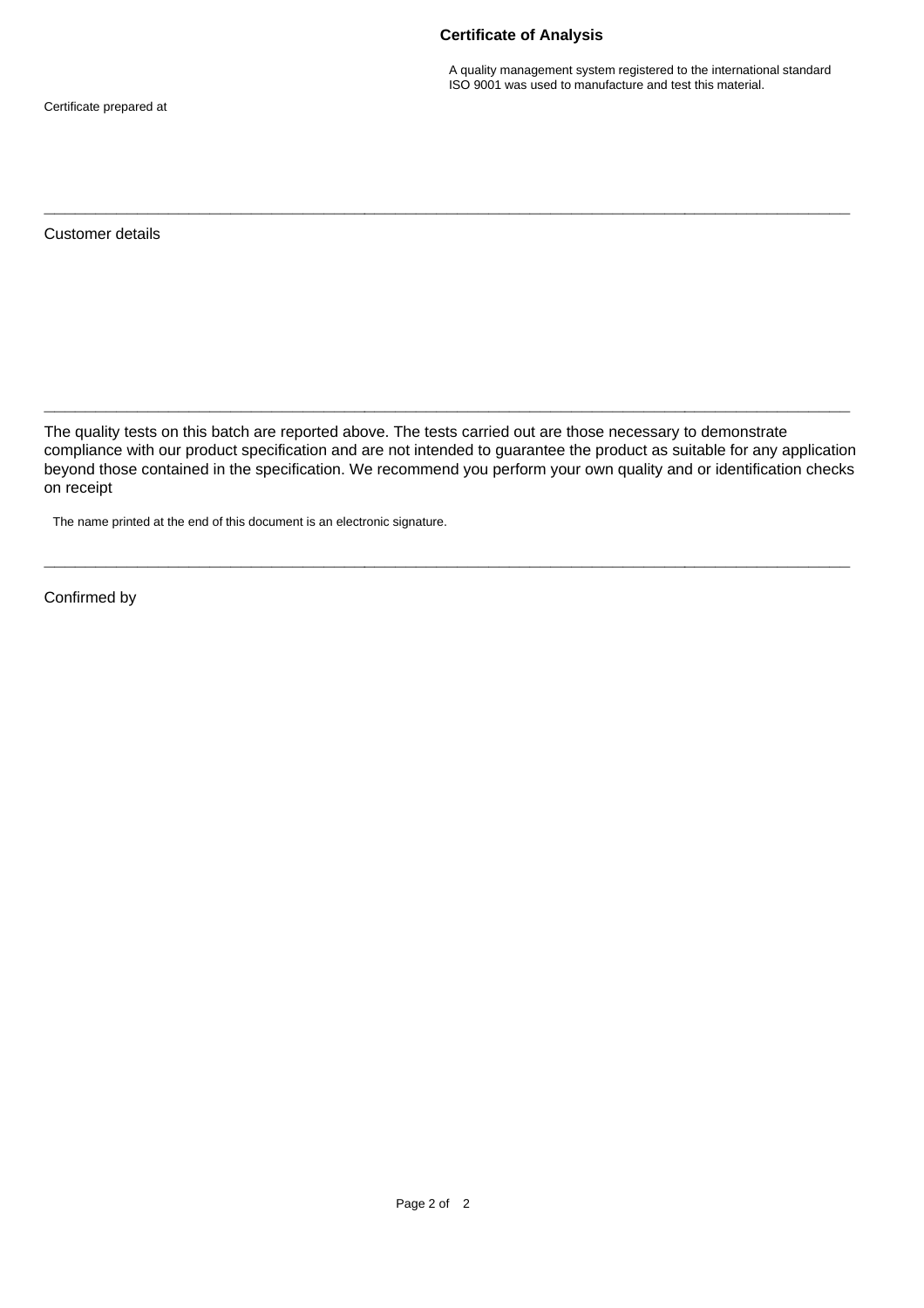**Certificate of Analysis**

A quality management system registered to the international standard ISO 9001 was used to manufacture and test this material.

Certificate prepared at

---

Customer details

---

The quality tests on this batch are reported above. The tests carried out are those necessary to demonstrate compliance with our product specification and are not intended to guarantee the product as suitable for any application beyond those contained in the specification. We recommend you perform your own quality and or identification checks on receipt

The name printed at the end of this document is an electronic signature.

---

Confirmed by